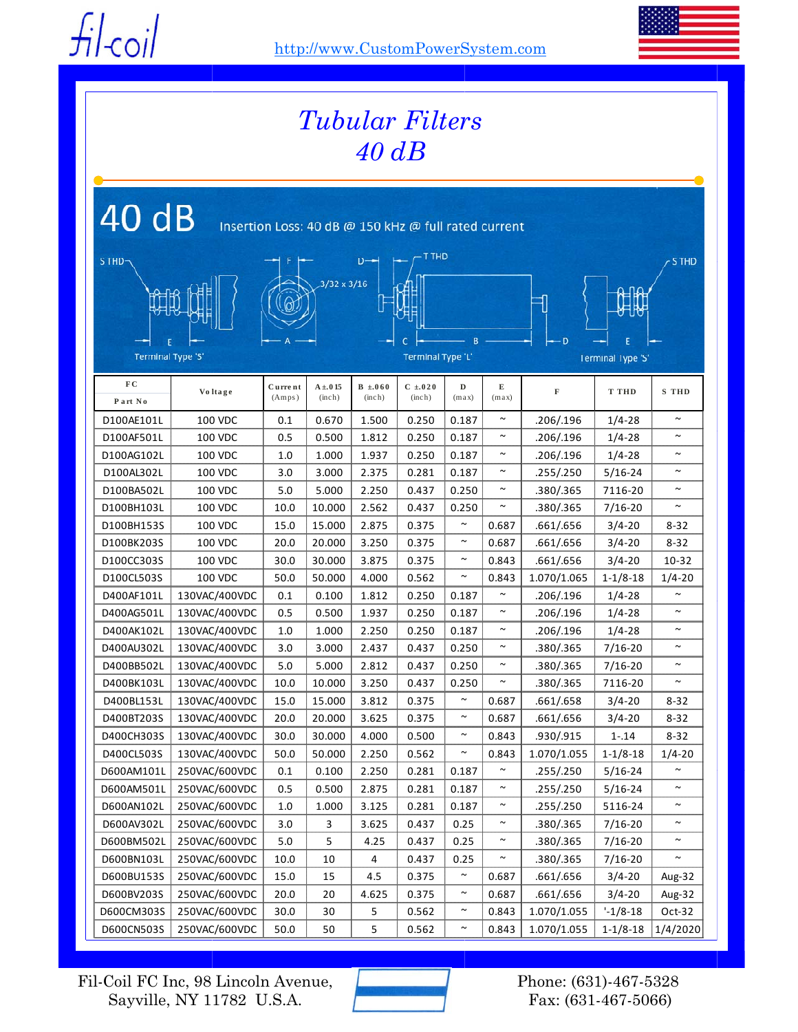fil-coil

http://www.CustomPowerSystem.com

# Tubular Filters
## 40 dB

**40 dB** Insertion Loss: 40 dB @ 150 kHz @ full rated current

S THD — E — Terminal Type 'S' — F — 3/32 x 3/16 — A — D — T THD — C — B — D — Terminal Type 'L' — E — S THD — Terminal Type 'S'

| FC Part No | Voltage | Current (Amps) | A ±.015 (inch) | B ±.060 (inch) | C ±.020 (inch) | D (max) | E (max) | F | T THD | S THD |
|---|---|---|---|---|---|---|---|---|---|---|
| D100AE101L | 100 VDC | 0.1 | 0.670 | 1.500 | 0.250 | 0.187 | ~ | .206/.196 | 1/4-28 | ~ |
| D100AF501L | 100 VDC | 0.5 | 0.500 | 1.812 | 0.250 | 0.187 | ~ | .206/.196 | 1/4-28 | ~ |
| D100AG102L | 100 VDC | 1.0 | 1.000 | 1.937 | 0.250 | 0.187 | ~ | .206/.196 | 1/4-28 | ~ |
| D100AL302L | 100 VDC | 3.0 | 3.000 | 2.375 | 0.281 | 0.187 | ~ | .255/.250 | 5/16-24 | ~ |
| D100BA502L | 100 VDC | 5.0 | 5.000 | 2.250 | 0.437 | 0.250 | ~ | .380/.365 | 7116-20 | ~ |
| D100BH103L | 100 VDC | 10.0 | 10.000 | 2.562 | 0.437 | 0.250 | ~ | .380/.365 | 7/16-20 | ~ |
| D100BH153S | 100 VDC | 15.0 | 15.000 | 2.875 | 0.375 | ~ | 0.687 | .661/.656 | 3/4-20 | 8-32 |
| D100BK203S | 100 VDC | 20.0 | 20.000 | 3.250 | 0.375 | ~ | 0.687 | .661/.656 | 3/4-20 | 8-32 |
| D100CC303S | 100 VDC | 30.0 | 30.000 | 3.875 | 0.375 | ~ | 0.843 | .661/.656 | 3/4-20 | 10-32 |
| D100CL503S | 100 VDC | 50.0 | 50.000 | 4.000 | 0.562 | ~ | 0.843 | 1.070/1.065 | 1-1/8-18 | 1/4-20 |
| D400AF101L | 130VAC/400VDC | 0.1 | 0.100 | 1.812 | 0.250 | 0.187 | ~ | .206/.196 | 1/4-28 | ~ |
| D400AG501L | 130VAC/400VDC | 0.5 | 0.500 | 1.937 | 0.250 | 0.187 | ~ | .206/.196 | 1/4-28 | ~ |
| D400AK102L | 130VAC/400VDC | 1.0 | 1.000 | 2.250 | 0.250 | 0.187 | ~ | .206/.196 | 1/4-28 | ~ |
| D400AU302L | 130VAC/400VDC | 3.0 | 3.000 | 2.437 | 0.437 | 0.250 | ~ | .380/.365 | 7/16-20 | ~ |
| D400BB502L | 130VAC/400VDC | 5.0 | 5.000 | 2.812 | 0.437 | 0.250 | ~ | .380/.365 | 7/16-20 | ~ |
| D400BK103L | 130VAC/400VDC | 10.0 | 10.000 | 3.250 | 0.437 | 0.250 | ~ | .380/.365 | 7116-20 | ~ |
| D400BL153L | 130VAC/400VDC | 15.0 | 15.000 | 3.812 | 0.375 | ~ | 0.687 | .661/.658 | 3/4-20 | 8-32 |
| D400BT203S | 130VAC/400VDC | 20.0 | 20.000 | 3.625 | 0.375 | ~ | 0.687 | .661/.656 | 3/4-20 | 8-32 |
| D400CH303S | 130VAC/400VDC | 30.0 | 30.000 | 4.000 | 0.500 | ~ | 0.843 | .930/.915 | 1-.14 | 8-32 |
| D400CL503S | 130VAC/400VDC | 50.0 | 50.000 | 2.250 | 0.562 | ~ | 0.843 | 1.070/1.055 | 1-1/8-18 | 1/4-20 |
| D600AM101L | 250VAC/600VDC | 0.1 | 0.100 | 2.250 | 0.281 | 0.187 | ~ | .255/.250 | 5/16-24 | ~ |
| D600AM501L | 250VAC/600VDC | 0.5 | 0.500 | 2.875 | 0.281 | 0.187 | ~ | .255/.250 | 5/16-24 | ~ |
| D600AN102L | 250VAC/600VDC | 1.0 | 1.000 | 3.125 | 0.281 | 0.187 | ~ | .255/.250 | 5116-24 | ~ |
| D600AV302L | 250VAC/600VDC | 3.0 | 3 | 3.625 | 0.437 | 0.25 | ~ | .380/.365 | 7/16-20 | ~ |
| D600BM502L | 250VAC/600VDC | 5.0 | 5 | 4.25 | 0.437 | 0.25 | ~ | .380/.365 | 7/16-20 | ~ |
| D600BN103L | 250VAC/600VDC | 10.0 | 10 | 4 | 0.437 | 0.25 | ~ | .380/.365 | 7/16-20 | ~ |
| D600BU153S | 250VAC/600VDC | 15.0 | 15 | 4.5 | 0.375 | ~ | 0.687 | .661/.656 | 3/4-20 | Aug-32 |
| D600BV203S | 250VAC/600VDC | 20.0 | 20 | 4.625 | 0.375 | ~ | 0.687 | .661/.656 | 3/4-20 | Aug-32 |
| D600CM303S | 250VAC/600VDC | 30.0 | 30 | 5 | 0.562 | ~ | 0.843 | 1.070/1.055 | '-1/8-18 | Oct-32 |
| D600CN503S | 250VAC/600VDC | 50.0 | 50 | 5 | 0.562 | ~ | 0.843 | 1.070/1.055 | 1-1/8-18 | 1/4/2020 |

Fil-Coil FC Inc, 98 Lincoln Avenue, Sayville, NY 11782 U.S.A.

Phone: (631)-467-5328
Fax: (631)-467-5066)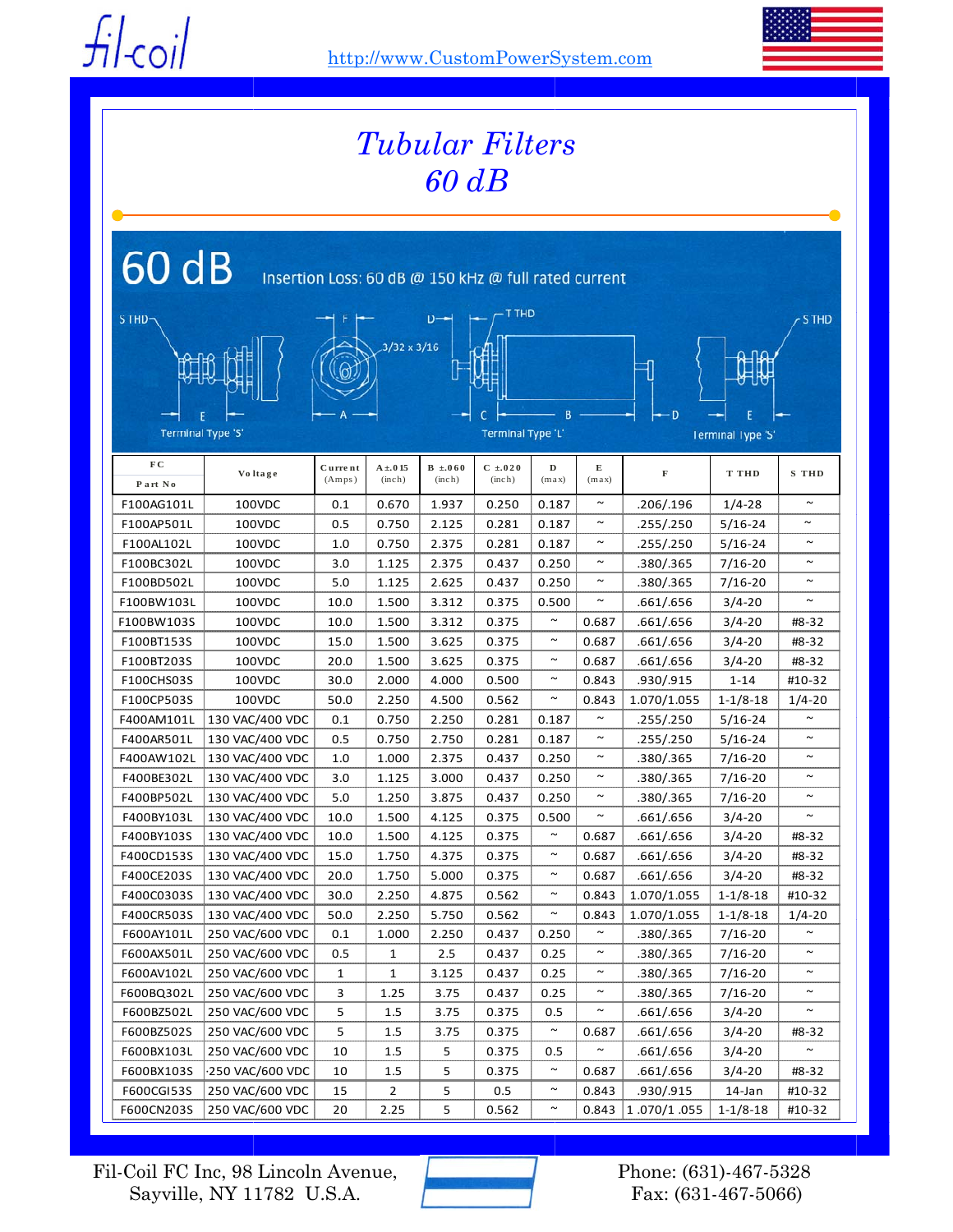fil-coil

http://www.CustomPowerSystem.com

# Tubular Filters
## 60 dB

## 60 dB

Insertion Loss: 60 dB @ 150 kHz @ full rated current

S THD, F, D, T THD, 3/32 x 3/16, E, A, C, B, D, E, S THD

Terminal Type 'S' — Terminal Type 'L' — Terminal Type 'S'

| FC Part No | Voltage | Current (Amps) | A ±.015 (inch) | B ±.060 (inch) | C ±.020 (inch) | D (max) | E (max) | F | T THD | S THD |
|---|---|---|---|---|---|---|---|---|---|---|
| F100AG101L | 100VDC | 0.1 | 0.670 | 1.937 | 0.250 | 0.187 | ~ | .206/.196 | 1/4-28 | ~ |
| F100AP501L | 100VDC | 0.5 | 0.750 | 2.125 | 0.281 | 0.187 | ~ | .255/.250 | 5/16-24 | ~ |
| F100AL102L | 100VDC | 1.0 | 0.750 | 2.375 | 0.281 | 0.187 | ~ | .255/.250 | 5/16-24 | ~ |
| F100BC302L | 100VDC | 3.0 | 1.125 | 2.375 | 0.437 | 0.250 | ~ | .380/.365 | 7/16-20 | ~ |
| F100BD502L | 100VDC | 5.0 | 1.125 | 2.625 | 0.437 | 0.250 | ~ | .380/.365 | 7/16-20 | ~ |
| F100BW103L | 100VDC | 10.0 | 1.500 | 3.312 | 0.375 | 0.500 | ~ | .661/.656 | 3/4-20 | ~ |
| F100BW103S | 100VDC | 10.0 | 1.500 | 3.312 | 0.375 | ~ | 0.687 | .661/.656 | 3/4-20 | #8-32 |
| F100BT153S | 100VDC | 15.0 | 1.500 | 3.625 | 0.375 | ~ | 0.687 | .661/.656 | 3/4-20 | #8-32 |
| F100BT203S | 100VDC | 20.0 | 1.500 | 3.625 | 0.375 | ~ | 0.687 | .661/.656 | 3/4-20 | #8-32 |
| F100CHS03S | 100VDC | 30.0 | 2.000 | 4.000 | 0.500 | ~ | 0.843 | .930/.915 | 1-14 | #10-32 |
| F100CP503S | 100VDC | 50.0 | 2.250 | 4.500 | 0.562 | ~ | 0.843 | 1.070/1.055 | 1-1/8-18 | 1/4-20 |
| F400AM101L | 130 VAC/400 VDC | 0.1 | 0.750 | 2.250 | 0.281 | 0.187 | ~ | .255/.250 | 5/16-24 | ~ |
| F400AR501L | 130 VAC/400 VDC | 0.5 | 0.750 | 2.750 | 0.281 | 0.187 | ~ | .255/.250 | 5/16-24 | ~ |
| F400AW102L | 130 VAC/400 VDC | 1.0 | 1.000 | 2.375 | 0.437 | 0.250 | ~ | .380/.365 | 7/16-20 | ~ |
| F400BE302L | 130 VAC/400 VDC | 3.0 | 1.125 | 3.000 | 0.437 | 0.250 | ~ | .380/.365 | 7/16-20 | ~ |
| F400BP502L | 130 VAC/400 VDC | 5.0 | 1.250 | 3.875 | 0.437 | 0.250 | ~ | .380/.365 | 7/16-20 | ~ |
| F400BY103L | 130 VAC/400 VDC | 10.0 | 1.500 | 4.125 | 0.375 | 0.500 | ~ | .661/.656 | 3/4-20 | ~ |
| F400BY103S | 130 VAC/400 VDC | 10.0 | 1.500 | 4.125 | 0.375 | ~ | 0.687 | .661/.656 | 3/4-20 | #8-32 |
| F400CD153S | 130 VAC/400 VDC | 15.0 | 1.750 | 4.375 | 0.375 | ~ | 0.687 | .661/.656 | 3/4-20 | #8-32 |
| F400CE203S | 130 VAC/400 VDC | 20.0 | 1.750 | 5.000 | 0.375 | ~ | 0.687 | .661/.656 | 3/4-20 | #8-32 |
| F400C0303S | 130 VAC/400 VDC | 30.0 | 2.250 | 4.875 | 0.562 | ~ | 0.843 | 1.070/1.055 | 1-1/8-18 | #10-32 |
| F400CR503S | 130 VAC/400 VDC | 50.0 | 2.250 | 5.750 | 0.562 | ~ | 0.843 | 1.070/1.055 | 1-1/8-18 | 1/4-20 |
| F600AY101L | 250 VAC/600 VDC | 0.1 | 1.000 | 2.250 | 0.437 | 0.250 | ~ | .380/.365 | 7/16-20 | ~ |
| F600AX501L | 250 VAC/600 VDC | 0.5 | 1 | 2.5 | 0.437 | 0.25 | ~ | .380/.365 | 7/16-20 | ~ |
| F600AV102L | 250 VAC/600 VDC | 1 | 1 | 3.125 | 0.437 | 0.25 | ~ | .380/.365 | 7/16-20 | ~ |
| F600BQ302L | 250 VAC/600 VDC | 3 | 1.25 | 3.75 | 0.437 | 0.25 | ~ | .380/.365 | 7/16-20 | ~ |
| F600BZ502L | 250 VAC/600 VDC | 5 | 1.5 | 3.75 | 0.375 | 0.5 | ~ | .661/.656 | 3/4-20 | ~ |
| F600BZ502S | 250 VAC/600 VDC | 5 | 1.5 | 3.75 | 0.375 | ~ | 0.687 | .661/.656 | 3/4-20 | #8-32 |
| F600BX103L | 250 VAC/600 VDC | 10 | 1.5 | 5 | 0.375 | 0.5 | ~ | .661/.656 | 3/4-20 | ~ |
| F600BX103S | ·250 VAC/600 VDC | 10 | 1.5 | 5 | 0.375 | ~ | 0.687 | .661/.656 | 3/4-20 | #8-32 |
| F600CGI53S | 250 VAC/600 VDC | 15 | 2 | 5 | 0.5 | ~ | 0.843 | .930/.915 | 14-Jan | #10-32 |
| F600CN203S | 250 VAC/600 VDC | 20 | 2.25 | 5 | 0.562 | ~ | 0.843 | 1 .070/1 .055 | 1-1/8-18 | #10-32 |

Fil-Coil FC Inc, 98 Lincoln Avenue, Sayville, NY 11782 U.S.A.

Phone: (631)-467-5328
Fax: (631)-467-5066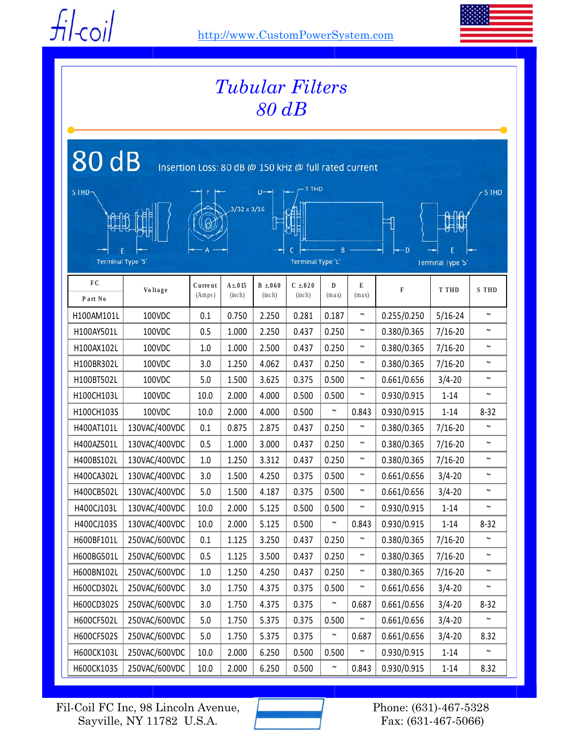# Tubular Filters
## 80 dB

## 80 dB

Insertion Loss: 80 dB @ 150 kHz @ full rated current

S THD — E — Terminal Type 'S'

F — 3/32 x 3/16 — A

D — T THD — C — B — D — Terminal Type 'L'

S THD — E — Terminal Type 'S'

| FC Part No | Voltage | Current (Amps) | A±.015 (inch) | B ±.060 (inch) | C ±.020 (inch) | D (max) | E (max) | F | T THD | S THD |
|---|---|---|---|---|---|---|---|---|---|---|
| H100AM101L | 100VDC | 0.1 | 0.750 | 2.250 | 0.281 | 0.187 | ~ | 0.255/0.250 | 5/16-24 | ~ |
| H100AY501L | 100VDC | 0.5 | 1.000 | 2.250 | 0.437 | 0.250 | ~ | 0.380/0.365 | 7/16-20 | ~ |
| H100AX102L | 100VDC | 1.0 | 1.000 | 2.500 | 0.437 | 0.250 | ~ | 0.380/0.365 | 7/16-20 | ~ |
| H100BR302L | 100VDC | 3.0 | 1.250 | 4.062 | 0.437 | 0.250 | ~ | 0.380/0.365 | 7/16-20 | ~ |
| H100BT502L | 100VDC | 5.0 | 1.500 | 3.625 | 0.375 | 0.500 | ~ | 0.661/0.656 | 3/4-20 | ~ |
| H100CH103L | 100VDC | 10.0 | 2.000 | 4.000 | 0.500 | 0.500 | ~ | 0.930/0.915 | 1-14 | ~ |
| H100CH103S | 100VDC | 10.0 | 2.000 | 4.000 | 0.500 | ~ | 0.843 | 0.930/0.915 | 1-14 | 8-32 |
| H400AT101L | 130VAC/400VDC | 0.1 | 0.875 | 2.875 | 0.437 | 0.250 | ~ | 0.380/0.365 | 7/16-20 | ~ |
| H400AZ501L | 130VAC/400VDC | 0.5 | 1.000 | 3.000 | 0.437 | 0.250 | ~ | 0.380/0.365 | 7/16-20 | ~ |
| H400BS102L | 130VAC/400VDC | 1.0 | 1.250 | 3.312 | 0.437 | 0.250 | ~ | 0.380/0.365 | 7/16-20 | ~ |
| H400CA302L | 130VAC/400VDC | 3.0 | 1.500 | 4.250 | 0.375 | 0.500 | ~ | 0.661/0.656 | 3/4-20 | ~ |
| H400CB502L | 130VAC/400VDC | 5.0 | 1.500 | 4.187 | 0.375 | 0.500 | ~ | 0.661/0.656 | 3/4-20 | ~ |
| H400CJ103L | 130VAC/400VDC | 10.0 | 2.000 | 5.125 | 0.500 | 0.500 | ~ | 0.930/0.915 | 1-14 | ~ |
| H400CJ103S | 130VAC/400VDC | 10.0 | 2.000 | 5.125 | 0.500 | ~ | 0.843 | 0.930/0.915 | 1-14 | 8-32 |
| H600BF101L | 250VAC/600VDC | 0.1 | 1.125 | 3.250 | 0.437 | 0.250 | ~ | 0.380/0.365 | 7/16-20 | ~ |
| H600BG501L | 250VAC/600VDC | 0.5 | 1.125 | 3.500 | 0.437 | 0.250 | ~ | 0.380/0.365 | 7/16-20 | ~ |
| H600BN102L | 250VAC/600VDC | 1.0 | 1.250 | 4.250 | 0.437 | 0.250 | ~ | 0.380/0.365 | 7/16-20 | ~ |
| H600CD302L | 250VAC/600VDC | 3.0 | 1.750 | 4.375 | 0.375 | 0.500 | ~ | 0.661/0.656 | 3/4-20 | ~ |
| H600CD302S | 250VAC/600VDC | 3.0 | 1.750 | 4.375 | 0.375 | ~ | 0.687 | 0.661/0.656 | 3/4-20 | 8-32 |
| H600CF502L | 250VAC/600VDC | 5.0 | 1.750 | 5.375 | 0.375 | 0.500 | ~ | 0.661/0.656 | 3/4-20 | ~ |
| H600CF502S | 250VAC/600VDC | 5.0 | 1.750 | 5.375 | 0.375 | ~ | 0.687 | 0.661/0.656 | 3/4-20 | 8.32 |
| H600CK103L | 250VAC/600VDC | 10.0 | 2.000 | 6.250 | 0.500 | 0.500 | ~ | 0.930/0.915 | 1-14 | ~ |
| H600CK103S | 250VAC/600VDC | 10.0 | 2.000 | 6.250 | 0.500 | ~ | 0.843 | 0.930/0.915 | 1-14 | 8.32 |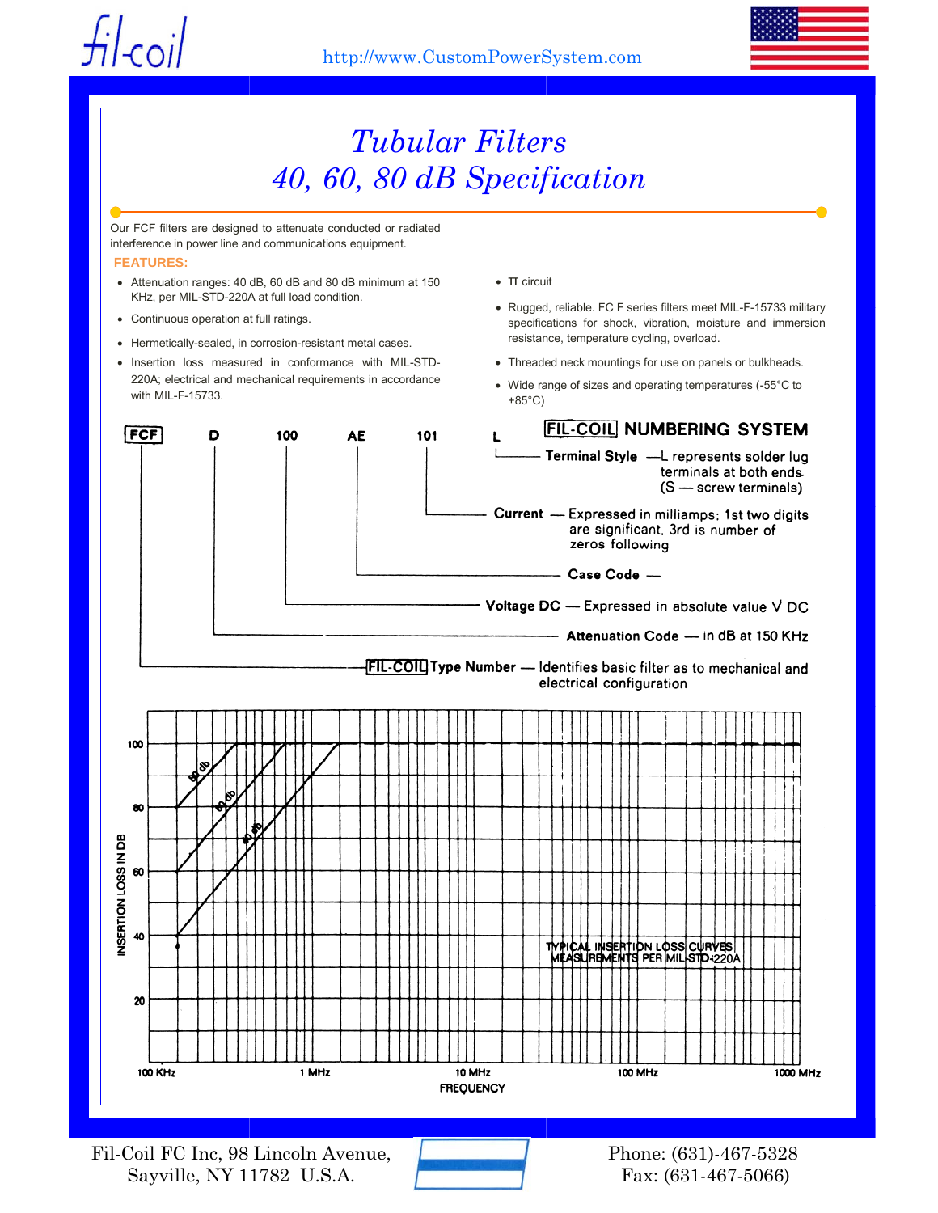# Tubular Filters
## 40, 60, 80 dB Specification

Our FCF filters are designed to attenuate conducted or radiated interference in power line and communications equipment.

**FEATURES:**

- Attenuation ranges: 40 dB, 60 dB and 80 dB minimum at 150 KHz, per MIL-STD-220A at full load condition.
- Continuous operation at full ratings.
- Hermetically-sealed, in corrosion-resistant metal cases.
- Insertion loss measured in conformance with MIL-STD-220A; electrical and mechanical requirements in accordance with MIL-F-15733.
- π circuit
- Rugged, reliable. FC F series filters meet MIL-F-15733 military specifications for shock, vibration, moisture and immersion resistance, temperature cycling, overload.
- Threaded neck mountings for use on panels or bulkheads.
- Wide range of sizes and operating temperatures (-55°C to +85°C)

### FIL-COIL NUMBERING SYSTEM

FCF D 100 AE 101 L

- **L — Terminal Style** — L represents solder lug terminals at both ends. (S — screw terminals)
- **101 — Current** — Expressed in milliamps; 1st two digits are significant, 3rd is number of zeros following
- **AE — Case Code** —
- **100 — Voltage DC** — Expressed in absolute value V DC
- **D — Attenuation Code** — in dB at 150 KHz
- **FCF — FIL-COIL Type Number** — Identifies basic filter as to mechanical and electrical configuration

INSERTION LOSS IN DB

100

80

60

40

20

80 db

60 db

40 db

TYPICAL INSERTION LOSS CURVES
MEASUREMENTS PER MIL-STD-220A

100 KHz

1 MHz

10 MHz

100 MHz

1000 MHz

FREQUENCY

Fil-Coil FC Inc, 98 Lincoln Avenue, Sayville, NY 11782 U.S.A.

Phone: (631)-467-5328
Fax: (631)-467-5066